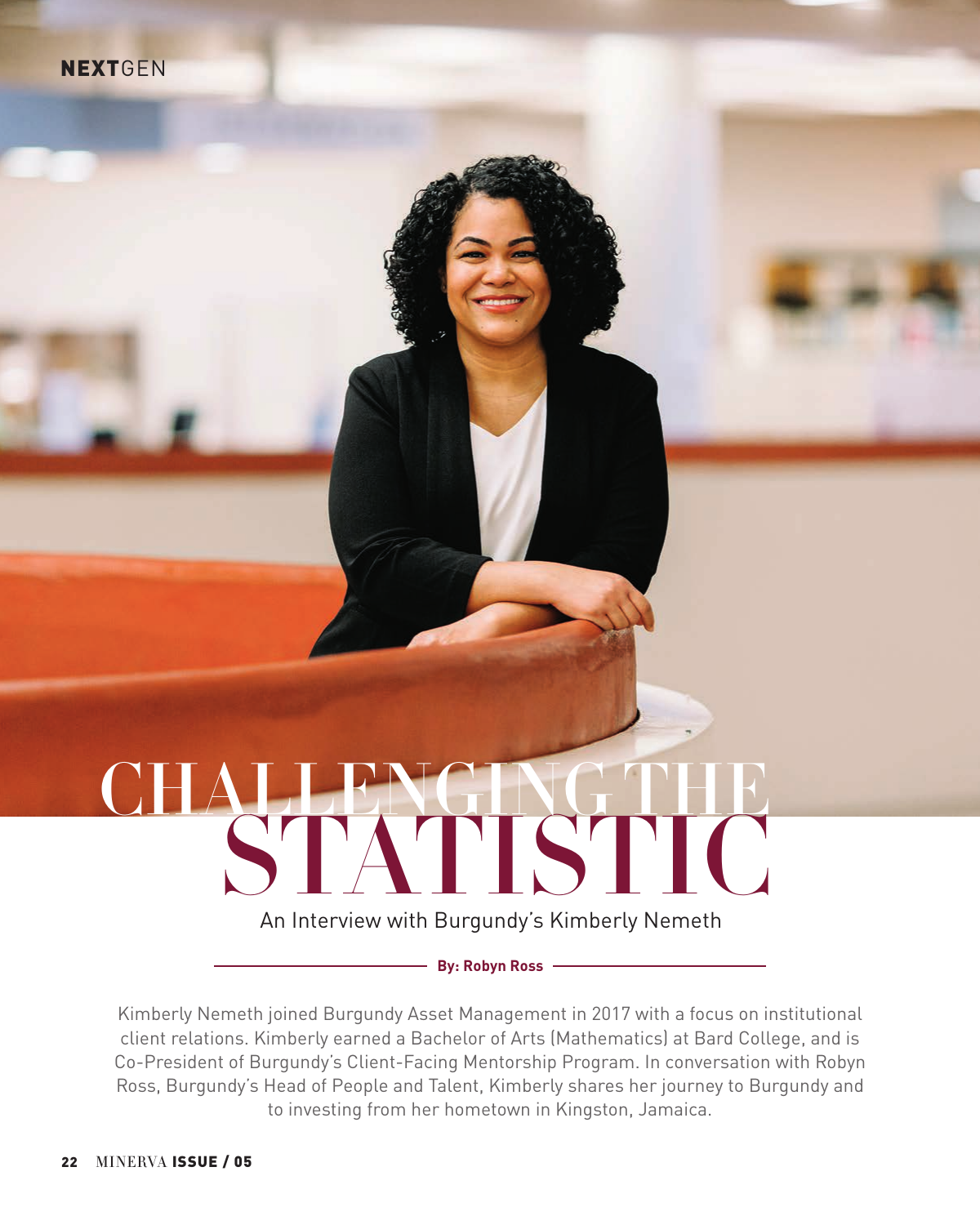NEXTGEN

# CHALLENGING THE STATISTIC

An Interview with Burgundy's Kimberly Nemeth

**By: Robyn Ross**

Kimberly Nemeth joined Burgundy Asset Management in 2017 with a focus on institutional client relations. Kimberly earned a Bachelor of Arts (Mathematics) at Bard College, and is Co-President of Burgundy's Client-Facing Mentorship Program. In conversation with Robyn Ross, Burgundy's Head of People and Talent, Kimberly shares her journey to Burgundy and to investing from her hometown in Kingston, Jamaica.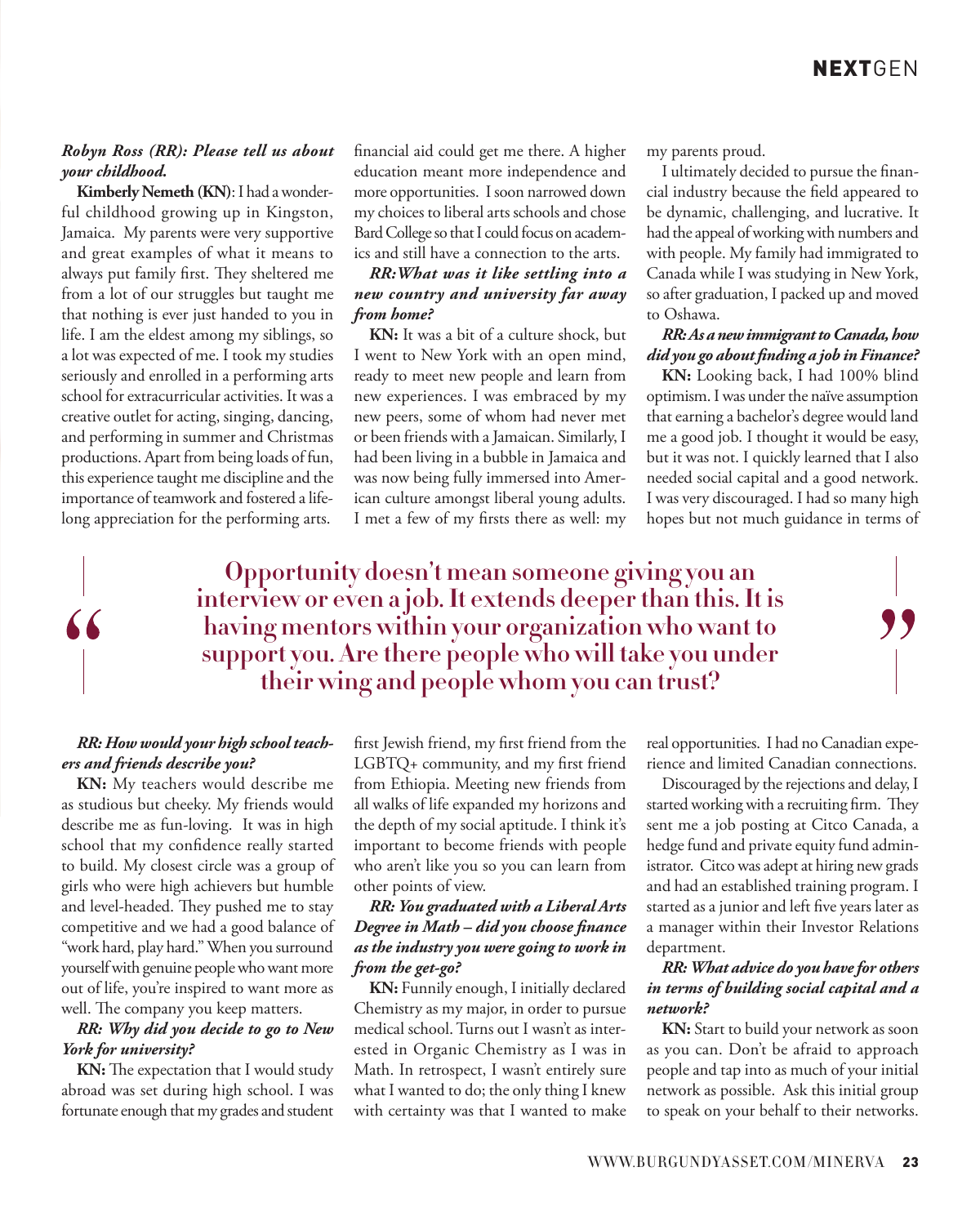***Robyn Ross (RR): Please tell us about your childhood.***

**Kimberly Nemeth (KN)**: I had a wonderful childhood growing up in Kingston, Jamaica. My parents were very supportive and great examples of what it means to always put family first. They sheltered me from a lot of our struggles but taught me that nothing is ever just handed to you in life. I am the eldest among my siblings, so a lot was expected of me. I took my studies seriously and enrolled in a performing arts school for extracurricular activities. It was a creative outlet for acting, singing, dancing, and performing in summer and Christmas productions. Apart from being loads of fun, this experience taught me discipline and the importance of teamwork and fostered a lifelong appreciation for the performing arts.

***RR: How would your high school teachers and friends describe you?***

**KN:** My teachers would describe me as studious but cheeky. My friends would describe me as fun-loving. It was in high school that my confidence really started to build. My closest circle was a group of girls who were high achievers but humble and level-headed. They pushed me to stay competitive and we had a good balance of "work hard, play hard." When you surround yourself with genuine people who want more out of life, you're inspired to want more as well. The company you keep matters.

***RR: Why did you decide to go to New York for university?***

**KN:** The expectation that I would study abroad was set during high school. I was fortunate enough that my grades and student financial aid could get me there. A higher education meant more independence and more opportunities. I soon narrowed down my choices to liberal arts schools and chose Bard College so that I could focus on academics and still have a connection to the arts.

***RR: What was it like settling into a new country and university far away from home?***

**KN:** It was a bit of a culture shock, but I went to New York with an open mind, ready to meet new people and learn from new experiences. I was embraced by my new peers, some of whom had never met or been friends with a Jamaican. Similarly, I had been living in a bubble in Jamaica and was now being fully immersed into American culture amongst liberal young adults. I met a few of my firsts there as well: my first Jewish friend, my first friend from the LGBTQ+ community, and my first friend from Ethiopia. Meeting new friends from all walks of life expanded my horizons and the depth of my social aptitude. I think it's important to become friends with people who aren't like you so you can learn from other points of view.

***RR: You graduated with a Liberal Arts Degree in Math – did you choose finance as the industry you were going to work in from the get-go?***

**KN:** Funnily enough, I initially declared Chemistry as my major, in order to pursue medical school. Turns out I wasn't as interested in Organic Chemistry as I was in Math. In retrospect, I wasn't entirely sure what I wanted to do; the only thing I knew with certainty was that I wanted to make my parents proud.

I ultimately decided to pursue the financial industry because the field appeared to be dynamic, challenging, and lucrative. It had the appeal of working with numbers and with people. My family had immigrated to Canada while I was studying in New York, so after graduation, I packed up and moved to Oshawa.

***RR: As a new immigrant to Canada, how did you go about finding a job in Finance?***

**KN:** Looking back, I had 100% blind optimism. I was under the naïve assumption that earning a bachelor's degree would land me a good job. I thought it would be easy, but it was not. I quickly learned that I also needed social capital and a good network. I was very discouraged. I had so many high hopes but not much guidance in terms of real opportunities. I had no Canadian experience and limited Canadian connections.

> **"Opportunity doesn't mean someone giving you an interview or even a job. It extends deeper than this. It is having mentors within your organization who want to support you. Are there people who will take you under their wing and people whom you can trust?"**

Discouraged by the rejections and delay, I started working with a recruiting firm. They sent me a job posting at Citco Canada, a hedge fund and private equity fund administrator. Citco was adept at hiring new grads and had an established training program. I started as a junior and left five years later as a manager within their Investor Relations department.

***RR: What advice do you have for others in terms of building social capital and a network?***

**KN:** Start to build your network as soon as you can. Don't be afraid to approach people and tap into as much of your initial network as possible. Ask this initial group to speak on your behalf to their networks.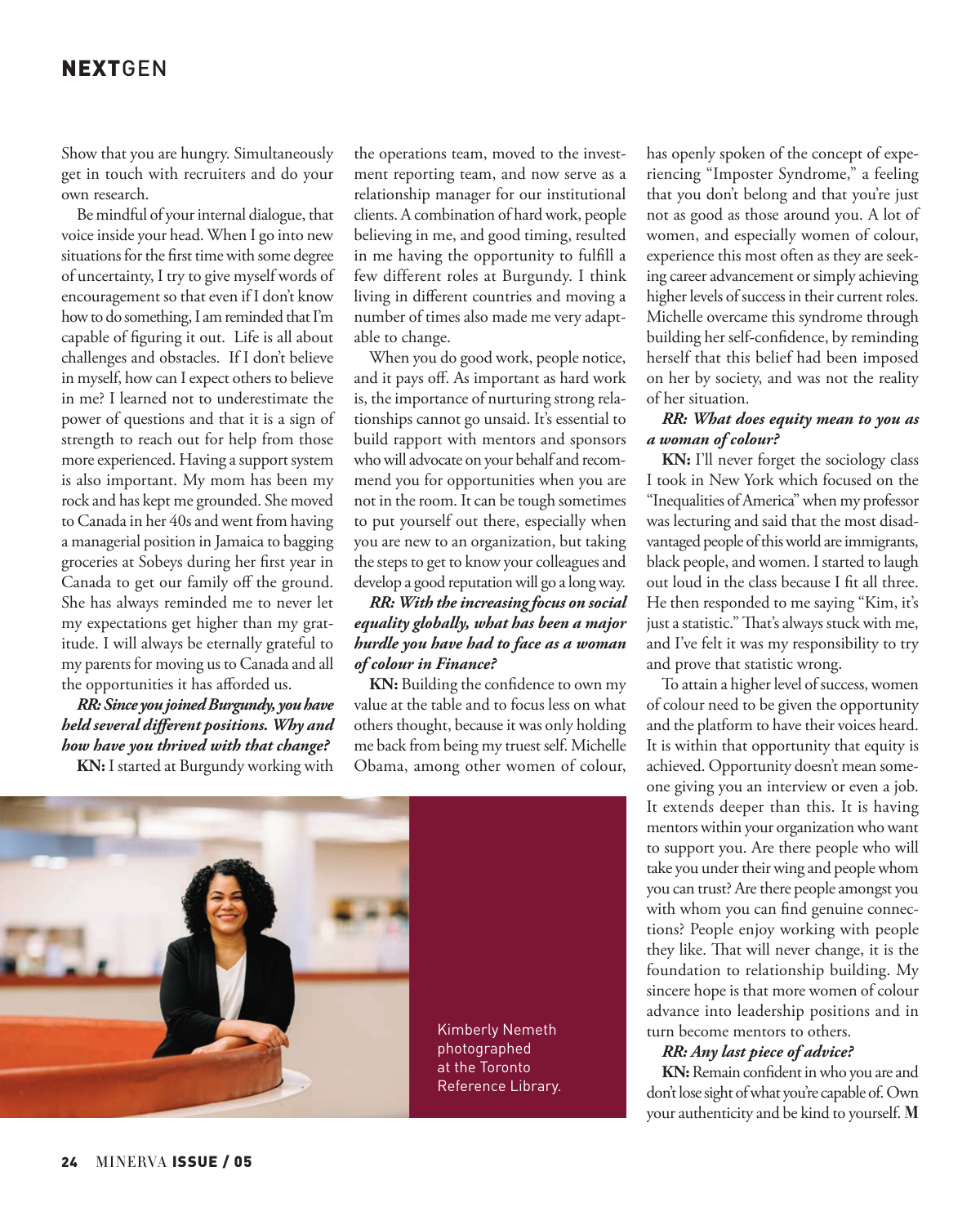Show that you are hungry. Simultaneously get in touch with recruiters and do your own research.

Be mindful of your internal dialogue, that voice inside your head. When I go into new situations for the first time with some degree of uncertainty, I try to give myself words of encouragement so that even if I don't know how to do something, I am reminded that I'm capable of figuring it out. Life is all about challenges and obstacles. If I don't believe in myself, how can I expect others to believe in me? I learned not to underestimate the power of questions and that it is a sign of strength to reach out for help from those more experienced. Having a support system is also important. My mom has been my rock and has kept me grounded. She moved to Canada in her 40s and went from having a managerial position in Jamaica to bagging groceries at Sobeys during her first year in Canada to get our family off the ground. She has always reminded me to never let my expectations get higher than my gratitude. I will always be eternally grateful to my parents for moving us to Canada and all the opportunities it has afforded us.

***RR: Since you joined Burgundy, you have held several different positions. Why and how have you thrived with that change?***

**KN:** I started at Burgundy working with the operations team, moved to the investment reporting team, and now serve as a relationship manager for our institutional clients. A combination of hard work, people believing in me, and good timing, resulted in me having the opportunity to fulfill a few different roles at Burgundy. I think living in different countries and moving a number of times also made me very adaptable to change.

When you do good work, people notice, and it pays off. As important as hard work is, the importance of nurturing strong relationships cannot go unsaid. It's essential to build rapport with mentors and sponsors who will advocate on your behalf and recommend you for opportunities when you are not in the room. It can be tough sometimes to put yourself out there, especially when you are new to an organization, but taking the steps to get to know your colleagues and develop a good reputation will go a long way.

***RR: With the increasing focus on social equality globally, what has been a major hurdle you have had to face as a woman of colour in Finance?***

**KN:** Building the confidence to own my value at the table and to focus less on what others thought, because it was only holding me back from being my truest self. Michelle Obama, among other women of colour, has openly spoken of the concept of experiencing "Imposter Syndrome," a feeling that you don't belong and that you're just not as good as those around you. A lot of women, and especially women of colour, experience this most often as they are seeking career advancement or simply achieving higher levels of success in their current roles. Michelle overcame this syndrome through building her self-confidence, by reminding herself that this belief had been imposed on her by society, and was not the reality of her situation.

***RR: What does equity mean to you as a woman of colour?***

**KN:** I'll never forget the sociology class I took in New York which focused on the "Inequalities of America" when my professor was lecturing and said that the most disadvantaged people of this world are immigrants, black people, and women. I started to laugh out loud in the class because I fit all three. He then responded to me saying "Kim, it's just a statistic." That's always stuck with me, and I've felt it was my responsibility to try and prove that statistic wrong.

To attain a higher level of success, women of colour need to be given the opportunity and the platform to have their voices heard. It is within that opportunity that equity is achieved. Opportunity doesn't mean someone giving you an interview or even a job. It extends deeper than this. It is having mentors within your organization who want to support you. Are there people who will take you under their wing and people whom you can trust? Are there people amongst you with whom you can find genuine connections? People enjoy working with people they like. That will never change, it is the foundation to relationship building. My sincere hope is that more women of colour advance into leadership positions and in turn become mentors to others.

***RR: Any last piece of advice?***

**KN:** Remain confident in who you are and don't lose sight of what you're capable of. Own your authenticity and be kind to yourself. **M**

Kimberly Nemeth photographed at the Toronto Reference Library.